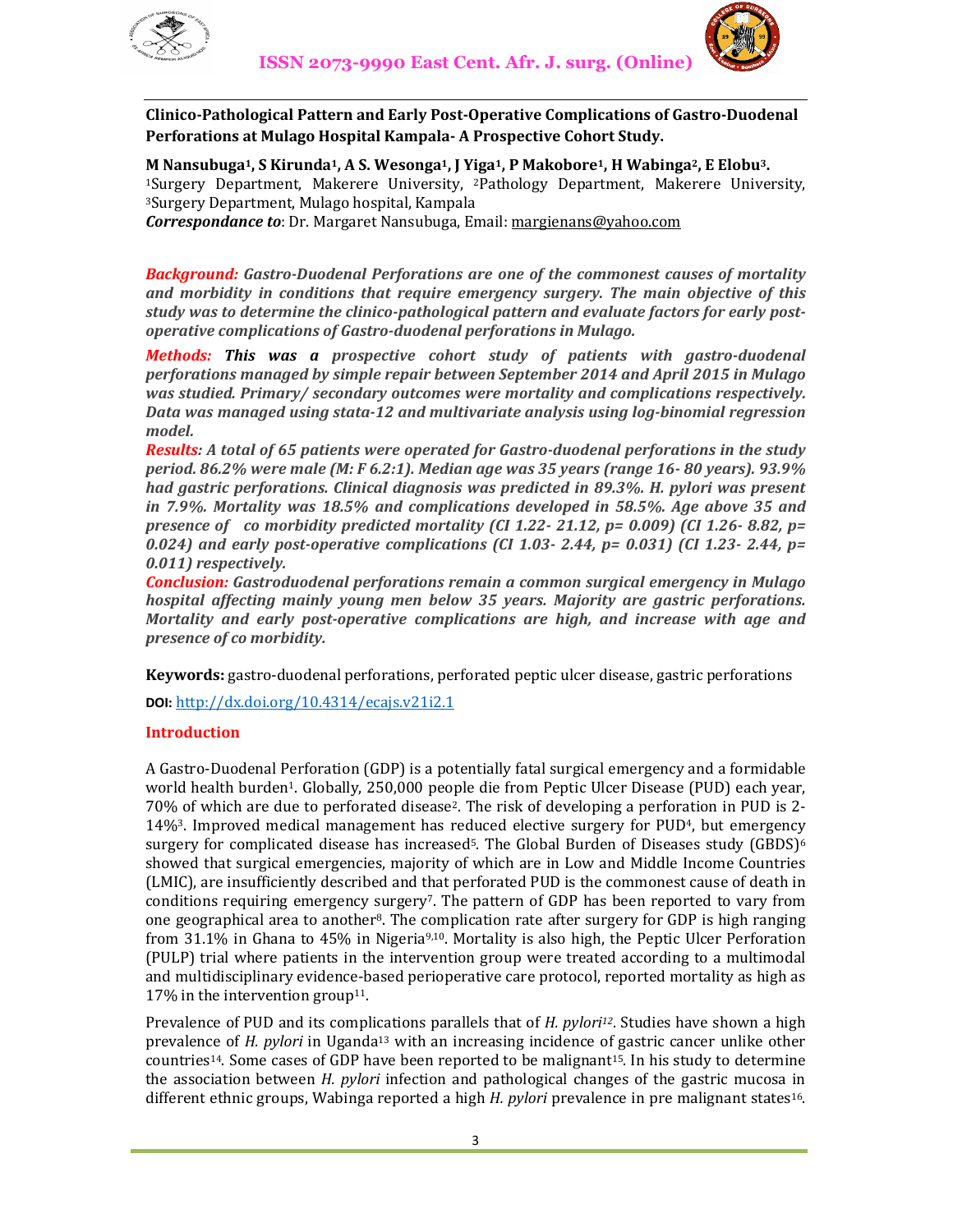**Clinico-Pathological Pattern and Early Post-Operative Complications of Gastro-Duodenal Perforations at Mulago Hospital Kampala- A Prospective Cohort Study.**

**M Nansubuga[1], S Kirunda[1], A S. Wesonga[1], J Yiga[1], P Makobore[1], H Wabinga[2], E Elobu[3].**
[1]Surgery Department, Makerere University, [2]Pathology Department, Makerere University, [3]Surgery Department, Mulago hospital, Kampala
***Correspondance to***: Dr. Margaret Nansubuga, Email: margienans@yahoo.com

***Background:*** ***Gastro-Duodenal Perforations are one of the commonest causes of mortality and morbidity in conditions that require emergency surgery. The main objective of this study was to determine the clinico-pathological pattern and evaluate factors for early post-operative complications of Gastro-duodenal perforations in Mulago.***

***Methods:*** ***This was a prospective cohort study of patients with gastro-duodenal perforations managed by simple repair between September 2014 and April 2015 in Mulago was studied. Primary/ secondary outcomes were mortality and complications respectively. Data was managed using stata-12 and multivariate analysis using log-binomial regression model.***

***Results:*** ***A total of 65 patients were operated for Gastro-duodenal perforations in the study period. 86.2% were male (M: F 6.2:1). Median age was 35 years (range 16- 80 years). 93.9% had gastric perforations. Clinical diagnosis was predicted in 89.3%. H. pylori was present in 7.9%. Mortality was 18.5% and complications developed in 58.5%. Age above 35 and presence of co morbidity predicted mortality (CI 1.22- 21.12, p= 0.009) (CI 1.26- 8.82, p= 0.024) and early post-operative complications (CI 1.03- 2.44, p= 0.031) (CI 1.23- 2.44, p= 0.011) respectively.***

***Conclusion:*** ***Gastroduodenal perforations remain a common surgical emergency in Mulago hospital affecting mainly young men below 35 years. Majority are gastric perforations. Mortality and early post-operative complications are high, and increase with age and presence of co morbidity.***

**Keywords:** gastro-duodenal perforations, perforated peptic ulcer disease, gastric perforations

**DOI:** http://dx.doi.org/10.4314/ecajs.v21i2.1

## Introduction

A Gastro-Duodenal Perforation (GDP) is a potentially fatal surgical emergency and a formidable world health burden[1]. Globally, 250,000 people die from Peptic Ulcer Disease (PUD) each year, 70% of which are due to perforated disease[2]. The risk of developing a perforation in PUD is 2-14%[3]. Improved medical management has reduced elective surgery for PUD[4], but emergency surgery for complicated disease has increased[5]. The Global Burden of Diseases study (GBDS)[6] showed that surgical emergencies, majority of which are in Low and Middle Income Countries (LMIC), are insufficiently described and that perforated PUD is the commonest cause of death in conditions requiring emergency surgery[7]. The pattern of GDP has been reported to vary from one geographical area to another[8]. The complication rate after surgery for GDP is high ranging from 31.1% in Ghana to 45% in Nigeria[9,10]. Mortality is also high, the Peptic Ulcer Perforation (PULP) trial where patients in the intervention group were treated according to a multimodal and multidisciplinary evidence-based perioperative care protocol, reported mortality as high as 17% in the intervention group[11].

Prevalence of PUD and its complications parallels that of *H. pylori*[12]. Studies have shown a high prevalence of *H. pylori* in Uganda[13] with an increasing incidence of gastric cancer unlike other countries[14]. Some cases of GDP have been reported to be malignant[15]. In his study to determine the association between *H. pylori* infection and pathological changes of the gastric mucosa in different ethnic groups, Wabinga reported a high *H. pylori* prevalence in pre malignant states[16].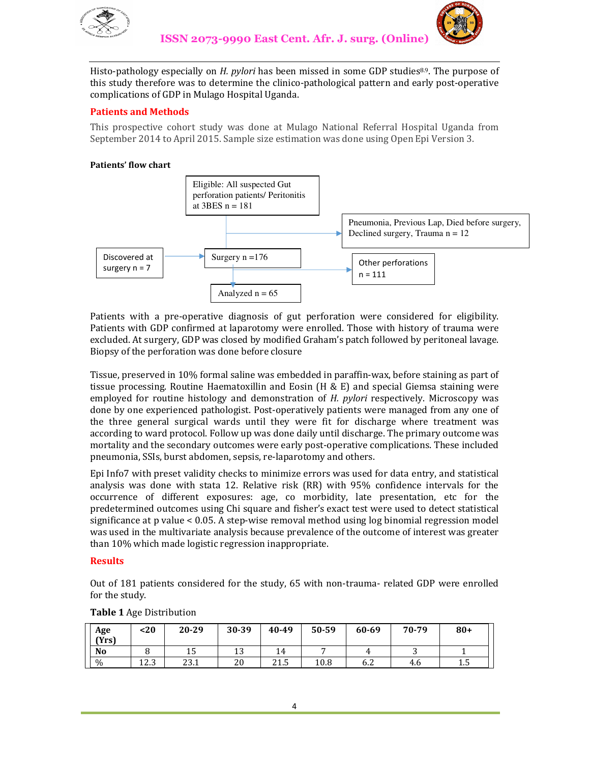Histo-pathology especially on *H. pylori* has been missed in some GDP studies[8,9]. The purpose of this study therefore was to determine the clinico-pathological pattern and early post-operative complications of GDP in Mulago Hospital Uganda.

## Patients and Methods

This prospective cohort study was done at Mulago National Referral Hospital Uganda from September 2014 to April 2015. Sample size estimation was done using Open Epi Version 3.

**Patients' flow chart**

Eligible: All suspected Gut perforation patients/ Peritonitis at 3BES n = 181

Pneumonia, Previous Lap, Died before surgery, Declined surgery, Trauma n = 12

Discovered at surgery n = 7

Surgery n =176

Other perforations n = 111

Analyzed n = 65

Patients with a pre-operative diagnosis of gut perforation were considered for eligibility. Patients with GDP confirmed at laparotomy were enrolled. Those with history of trauma were excluded. At surgery, GDP was closed by modified Graham's patch followed by peritoneal lavage. Biopsy of the perforation was done before closure

Tissue, preserved in 10% formal saline was embedded in paraffin-wax, before staining as part of tissue processing. Routine Haematoxillin and Eosin (H & E) and special Giemsa staining were employed for routine histology and demonstration of *H. pylori* respectively. Microscopy was done by one experienced pathologist. Post-operatively patients were managed from any one of the three general surgical wards until they were fit for discharge where treatment was according to ward protocol. Follow up was done daily until discharge. The primary outcome was mortality and the secondary outcomes were early post-operative complications. These included pneumonia, SSIs, burst abdomen, sepsis, re-laparotomy and others.

Epi Info7 with preset validity checks to minimize errors was used for data entry, and statistical analysis was done with stata 12. Relative risk (RR) with 95% confidence intervals for the occurrence of different exposures: age, co morbidity, late presentation, etc for the predetermined outcomes using Chi square and fisher's exact test were used to detect statistical significance at p value < 0.05. A step-wise removal method using log binomial regression model was used in the multivariate analysis because prevalence of the outcome of interest was greater than 10% which made logistic regression inappropriate.

## Results

Out of 181 patients considered for the study, 65 with non-trauma- related GDP were enrolled for the study.

**Table 1** Age Distribution

| Age (Yrs) | <20 | 20-29 | 30-39 | 40-49 | 50-59 | 60-69 | 70-79 | 80+ |
|---|---|---|---|---|---|---|---|---|
| No | 8 | 15 | 13 | 14 | 7 | 4 | 3 | 1 |
| % | 12.3 | 23.1 | 20 | 21.5 | 10.8 | 6.2 | 4.6 | 1.5 |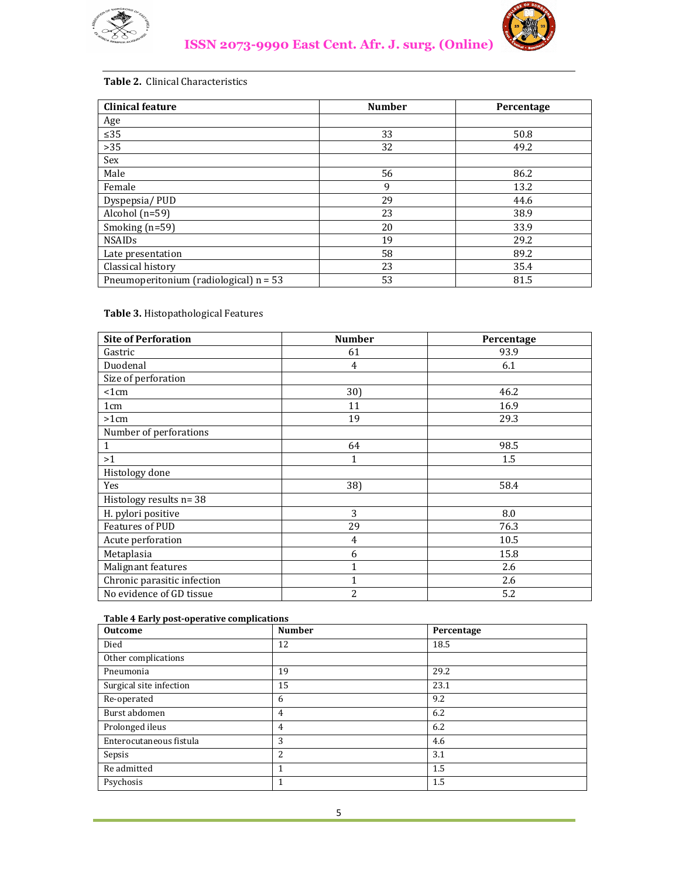**Table 2.** Clinical Characteristics

| Clinical feature | Number | Percentage |
|---|---|---|
| Age | | |
| ≤35 | 33 | 50.8 |
| >35 | 32 | 49.2 |
| Sex | | |
| Male | 56 | 86.2 |
| Female | 9 | 13.2 |
| Dyspepsia/ PUD | 29 | 44.6 |
| Alcohol (n=59) | 23 | 38.9 |
| Smoking (n=59) | 20 | 33.9 |
| NSAIDs | 19 | 29.2 |
| Late presentation | 58 | 89.2 |
| Classical history | 23 | 35.4 |
| Pneumoperitonium (radiological) n = 53 | 53 | 81.5 |

**Table 3.** Histopathological Features

| Site of Perforation | Number | Percentage |
|---|---|---|
| Gastric | 61 | 93.9 |
| Duodenal | 4 | 6.1 |
| Size of perforation | | |
| <1cm | 30) | 46.2 |
| 1cm | 11 | 16.9 |
| >1cm | 19 | 29.3 |
| Number of perforations | | |
| 1 | 64 | 98.5 |
| >1 | 1 | 1.5 |
| Histology done | | |
| Yes | 38) | 58.4 |
| Histology results n= 38 | | |
| H. pylori positive | 3 | 8.0 |
| Features of PUD | 29 | 76.3 |
| Acute perforation | 4 | 10.5 |
| Metaplasia | 6 | 15.8 |
| Malignant features | 1 | 2.6 |
| Chronic parasitic infection | 1 | 2.6 |
| No evidence of GD tissue | 2 | 5.2 |

**Table 4 Early post-operative complications**

| Outcome | Number | Percentage |
|---|---|---|
| Died | 12 | 18.5 |
| Other complications | | |
| Pneumonia | 19 | 29.2 |
| Surgical site infection | 15 | 23.1 |
| Re-operated | 6 | 9.2 |
| Burst abdomen | 4 | 6.2 |
| Prolonged ileus | 4 | 6.2 |
| Enterocutaneous fistula | 3 | 4.6 |
| Sepsis | 2 | 3.1 |
| Re admitted | 1 | 1.5 |
| Psychosis | 1 | 1.5 |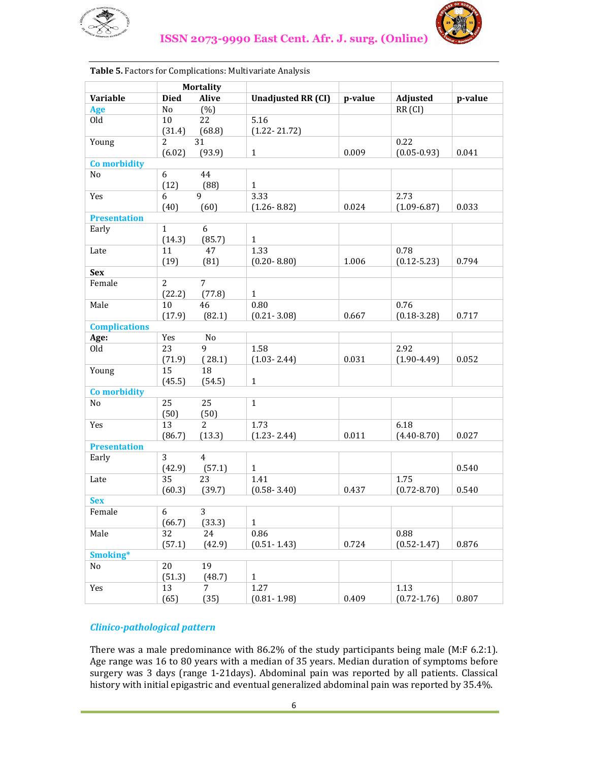**Table 5.** Factors for Complications: Multivariate Analysis

| | Mortality | | | | | |
|---|---|---|---|---|---|---|
| **Variable** | **Died** | **Alive** | **Unadjusted RR (CI)** | **p-value** | **Adjusted** | **p-value** |
| **Age** | No | (%) | | | RR (CI) | |
| Old | 10 (31.4) | 22 (68.8) | 5.16 (1.22- 21.72) | | | |
| Young | 2 (6.02) | 31 (93.9) | 1 | 0.009 | 0.22 (0.05-0.93) | 0.041 |
| **Co morbidity** | | | | | | |
| No | 6 (12) | 44 (88) | 1 | | | |
| Yes | 6 (40) | 9 (60) | 3.33 (1.26- 8.82) | 0.024 | 2.73 (1.09-6.87) | 0.033 |
| **Presentation** | | | | | | |
| Early | 1 (14.3) | 6 (85.7) | 1 | | | |
| Late | 11 (19) | 47 (81) | 1.33 (0.20- 8.80) | 1.006 | 0.78 (0.12-5.23) | 0.794 |
| **Sex** | | | | | | |
| Female | 2 (22.2) | 7 (77.8) | 1 | | | |
| Male | 10 (17.9) | 46 (82.1) | 0.80 (0.21- 3.08) | 0.667 | 0.76 (0.18-3.28) | 0.717 |
| **Complications** | | | | | | |
| **Age:** | Yes | No | | | | |
| Old | 23 (71.9) | 9 ( 28.1) | 1.58 (1.03- 2.44) | 0.031 | 2.92 (1.90-4.49) | 0.052 |
| Young | 15 (45.5) | 18 (54.5) | 1 | | | |
| **Co morbidity** | | | | | | |
| No | 25 (50) | 25 (50) | 1 | | | |
| Yes | 13 (86.7) | 2 (13.3) | 1.73 (1.23- 2.44) | 0.011 | 6.18 (4.40-8.70) | 0.027 |
| **Presentation** | | | | | | |
| Early | 3 (42.9) | 4 (57.1) | 1 | | | 0.540 |
| Late | 35 (60.3) | 23 (39.7) | 1.41 (0.58- 3.40) | 0.437 | 1.75 (0.72-8.70) | 0.540 |
| **Sex** | | | | | | |
| Female | 6 (66.7) | 3 (33.3) | 1 | | | |
| Male | 32 (57.1) | 24 (42.9) | 0.86 (0.51- 1.43) | 0.724 | 0.88 (0.52-1.47) | 0.876 |
| **Smoking*** | | | | | | |
| No | 20 (51.3) | 19 (48.7) | 1 | | | |
| Yes | 13 (65) | 7 (35) | 1.27 (0.81- 1.98) | 0.409 | 1.13 (0.72-1.76) | 0.807 |

### *Clinico-pathological pattern*

There was a male predominance with 86.2% of the study participants being male (M:F 6.2:1). Age range was 16 to 80 years with a median of 35 years. Median duration of symptoms before surgery was 3 days (range 1-21days). Abdominal pain was reported by all patients. Classical history with initial epigastric and eventual generalized abdominal pain was reported by 35.4%.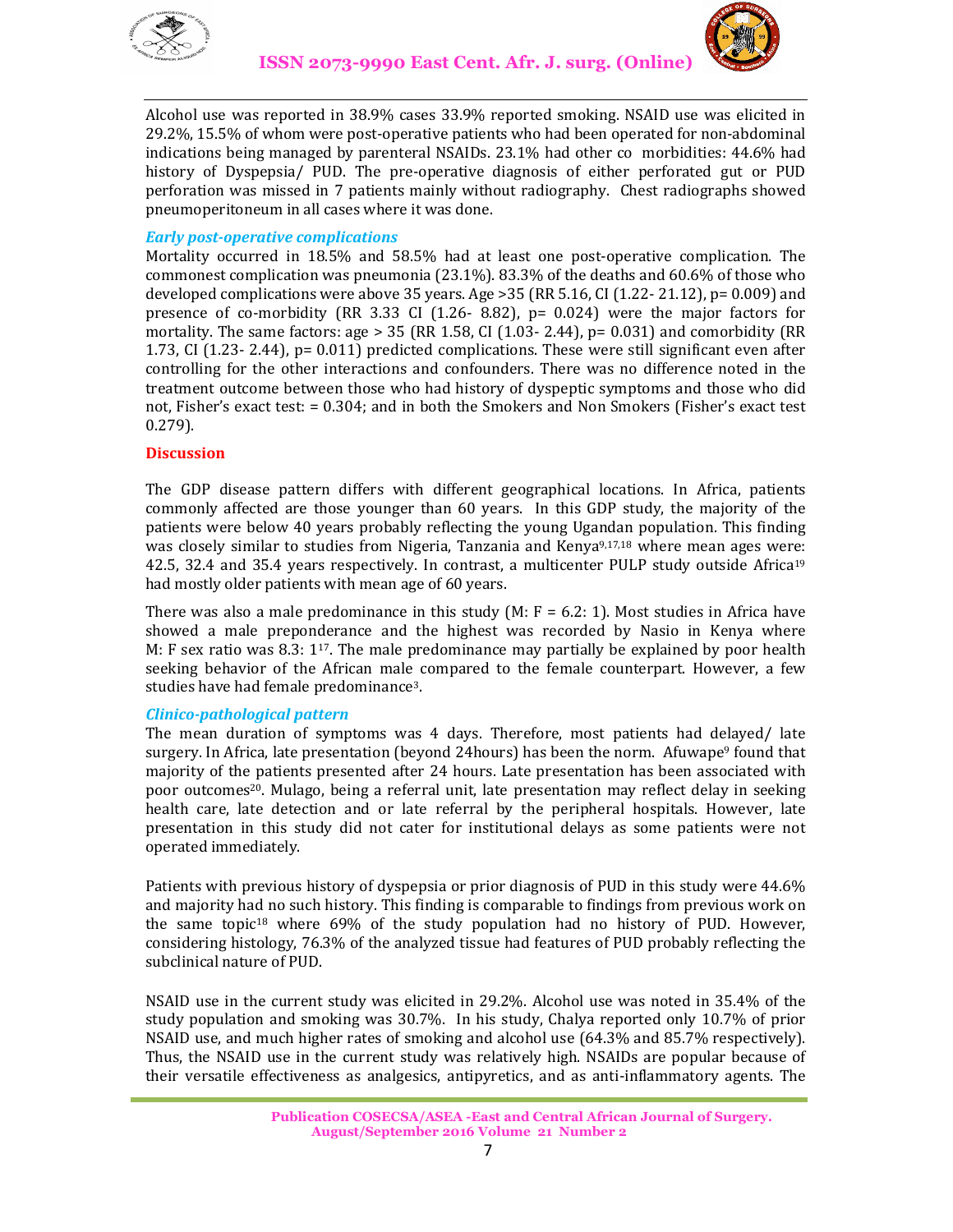Alcohol use was reported in 38.9% cases 33.9% reported smoking. NSAID use was elicited in 29.2%, 15.5% of whom were post-operative patients who had been operated for non-abdominal indications being managed by parenteral NSAIDs. 23.1% had other co morbidities: 44.6% had history of Dyspepsia/ PUD. The pre-operative diagnosis of either perforated gut or PUD perforation was missed in 7 patients mainly without radiography. Chest radiographs showed pneumoperitoneum in all cases where it was done.

### *Early post-operative complications*

Mortality occurred in 18.5% and 58.5% had at least one post-operative complication. The commonest complication was pneumonia (23.1%). 83.3% of the deaths and 60.6% of those who developed complications were above 35 years. Age >35 (RR 5.16, CI (1.22- 21.12), p= 0.009) and presence of co-morbidity (RR 3.33 CI (1.26- 8.82), p= 0.024) were the major factors for mortality. The same factors: age > 35 (RR 1.58, CI (1.03- 2.44), p= 0.031) and comorbidity (RR 1.73, CI (1.23- 2.44), p= 0.011) predicted complications. These were still significant even after controlling for the other interactions and confounders. There was no difference noted in the treatment outcome between those who had history of dyspeptic symptoms and those who did not, Fisher's exact test: = 0.304; and in both the Smokers and Non Smokers (Fisher's exact test 0.279).

## Discussion

The GDP disease pattern differs with different geographical locations. In Africa, patients commonly affected are those younger than 60 years. In this GDP study, the majority of the patients were below 40 years probably reflecting the young Ugandan population. This finding was closely similar to studies from Nigeria, Tanzania and Kenya[9,17,18] where mean ages were: 42.5, 32.4 and 35.4 years respectively. In contrast, a multicenter PULP study outside Africa[19] had mostly older patients with mean age of 60 years.

There was also a male predominance in this study (M: F = 6.2: 1). Most studies in Africa have showed a male preponderance and the highest was recorded by Nasio in Kenya where M: F sex ratio was 8.3: 1[17]. The male predominance may partially be explained by poor health seeking behavior of the African male compared to the female counterpart. However, a few studies have had female predominance[3].

### *Clinico-pathological pattern*

The mean duration of symptoms was 4 days. Therefore, most patients had delayed/ late surgery. In Africa, late presentation (beyond 24hours) has been the norm. Afuwape[9] found that majority of the patients presented after 24 hours. Late presentation has been associated with poor outcomes[20]. Mulago, being a referral unit, late presentation may reflect delay in seeking health care, late detection and or late referral by the peripheral hospitals. However, late presentation in this study did not cater for institutional delays as some patients were not operated immediately.

Patients with previous history of dyspepsia or prior diagnosis of PUD in this study were 44.6% and majority had no such history. This finding is comparable to findings from previous work on the same topic[18] where 69% of the study population had no history of PUD. However, considering histology, 76.3% of the analyzed tissue had features of PUD probably reflecting the subclinical nature of PUD.

NSAID use in the current study was elicited in 29.2%. Alcohol use was noted in 35.4% of the study population and smoking was 30.7%. In his study, Chalya reported only 10.7% of prior NSAID use, and much higher rates of smoking and alcohol use (64.3% and 85.7% respectively). Thus, the NSAID use in the current study was relatively high. NSAIDs are popular because of their versatile effectiveness as analgesics, antipyretics, and as anti-inflammatory agents. The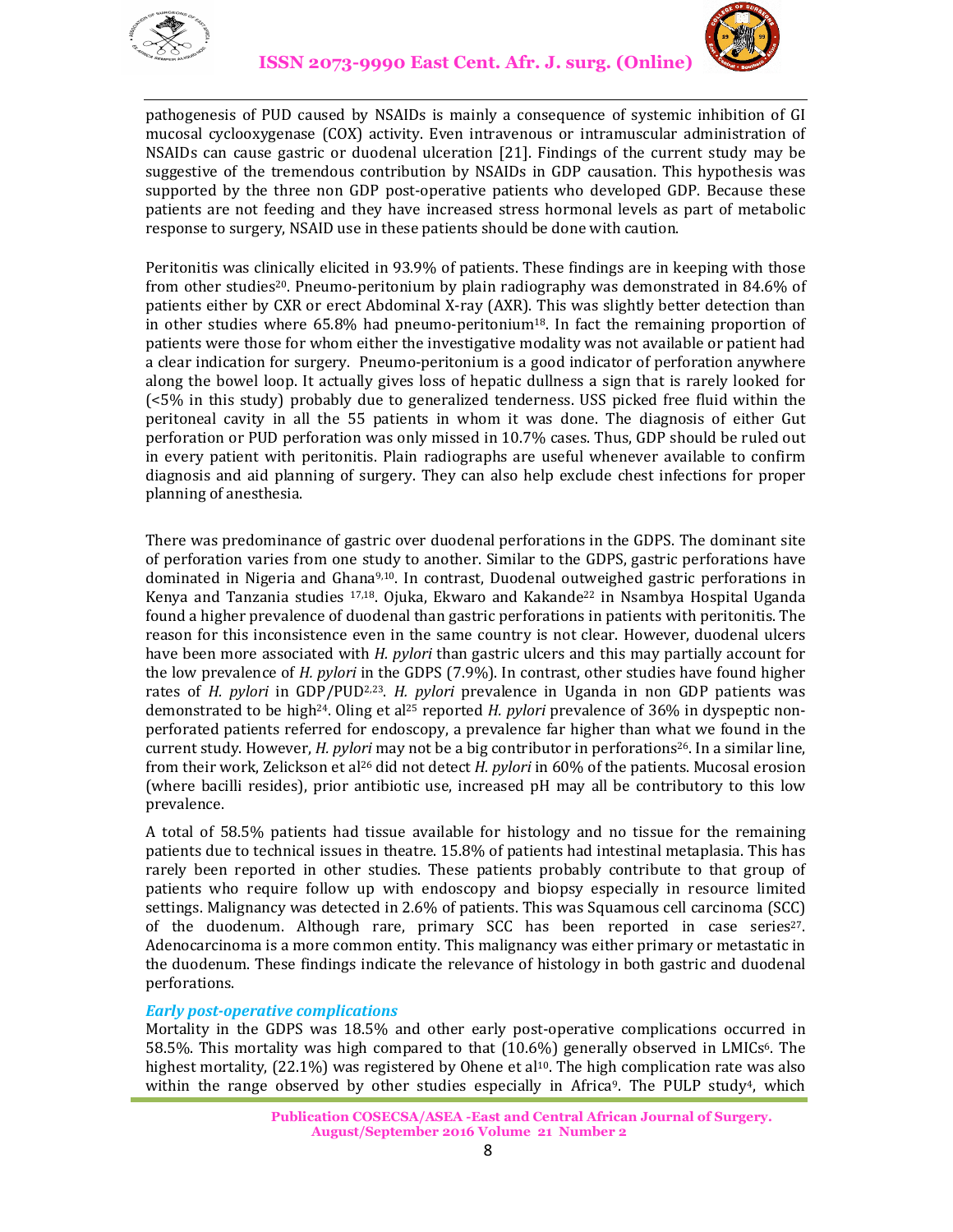pathogenesis of PUD caused by NSAIDs is mainly a consequence of systemic inhibition of GI mucosal cyclooxygenase (COX) activity. Even intravenous or intramuscular administration of NSAIDs can cause gastric or duodenal ulceration [21]. Findings of the current study may be suggestive of the tremendous contribution by NSAIDs in GDP causation. This hypothesis was supported by the three non GDP post-operative patients who developed GDP. Because these patients are not feeding and they have increased stress hormonal levels as part of metabolic response to surgery, NSAID use in these patients should be done with caution.

Peritonitis was clinically elicited in 93.9% of patients. These findings are in keeping with those from other studies[20]. Pneumo-peritonium by plain radiography was demonstrated in 84.6% of patients either by CXR or erect Abdominal X-ray (AXR). This was slightly better detection than in other studies where 65.8% had pneumo-peritonium[18]. In fact the remaining proportion of patients were those for whom either the investigative modality was not available or patient had a clear indication for surgery. Pneumo-peritonium is a good indicator of perforation anywhere along the bowel loop. It actually gives loss of hepatic dullness a sign that is rarely looked for (<5% in this study) probably due to generalized tenderness. USS picked free fluid within the peritoneal cavity in all the 55 patients in whom it was done. The diagnosis of either Gut perforation or PUD perforation was only missed in 10.7% cases. Thus, GDP should be ruled out in every patient with peritonitis. Plain radiographs are useful whenever available to confirm diagnosis and aid planning of surgery. They can also help exclude chest infections for proper planning of anesthesia.

There was predominance of gastric over duodenal perforations in the GDPS. The dominant site of perforation varies from one study to another. Similar to the GDPS, gastric perforations have dominated in Nigeria and Ghana[9,10]. In contrast, Duodenal outweighed gastric perforations in Kenya and Tanzania studies [17,18]. Ojuka, Ekwaro and Kakande[22] in Nsambya Hospital Uganda found a higher prevalence of duodenal than gastric perforations in patients with peritonitis. The reason for this inconsistence even in the same country is not clear. However, duodenal ulcers have been more associated with *H. pylori* than gastric ulcers and this may partially account for the low prevalence of *H. pylori* in the GDPS (7.9%). In contrast, other studies have found higher rates of *H. pylori* in GDP/PUD[2,23]. *H. pylori* prevalence in Uganda in non GDP patients was demonstrated to be high[24]. Oling et al[25] reported *H. pylori* prevalence of 36% in dyspeptic non-perforated patients referred for endoscopy, a prevalence far higher than what we found in the current study. However, *H. pylori* may not be a big contributor in perforations[26]. In a similar line, from their work, Zelickson et al[26] did not detect *H. pylori* in 60% of the patients. Mucosal erosion (where bacilli resides), prior antibiotic use, increased pH may all be contributory to this low prevalence.

A total of 58.5% patients had tissue available for histology and no tissue for the remaining patients due to technical issues in theatre. 15.8% of patients had intestinal metaplasia. This has rarely been reported in other studies. These patients probably contribute to that group of patients who require follow up with endoscopy and biopsy especially in resource limited settings. Malignancy was detected in 2.6% of patients. This was Squamous cell carcinoma (SCC) of the duodenum. Although rare, primary SCC has been reported in case series[27]. Adenocarcinoma is a more common entity. This malignancy was either primary or metastatic in the duodenum. These findings indicate the relevance of histology in both gastric and duodenal perforations.

### *Early post-operative complications*

Mortality in the GDPS was 18.5% and other early post-operative complications occurred in 58.5%. This mortality was high compared to that (10.6%) generally observed in LMICs[6]. The highest mortality, (22.1%) was registered by Ohene et al[10]. The high complication rate was also within the range observed by other studies especially in Africa[9]. The PULP study[4], which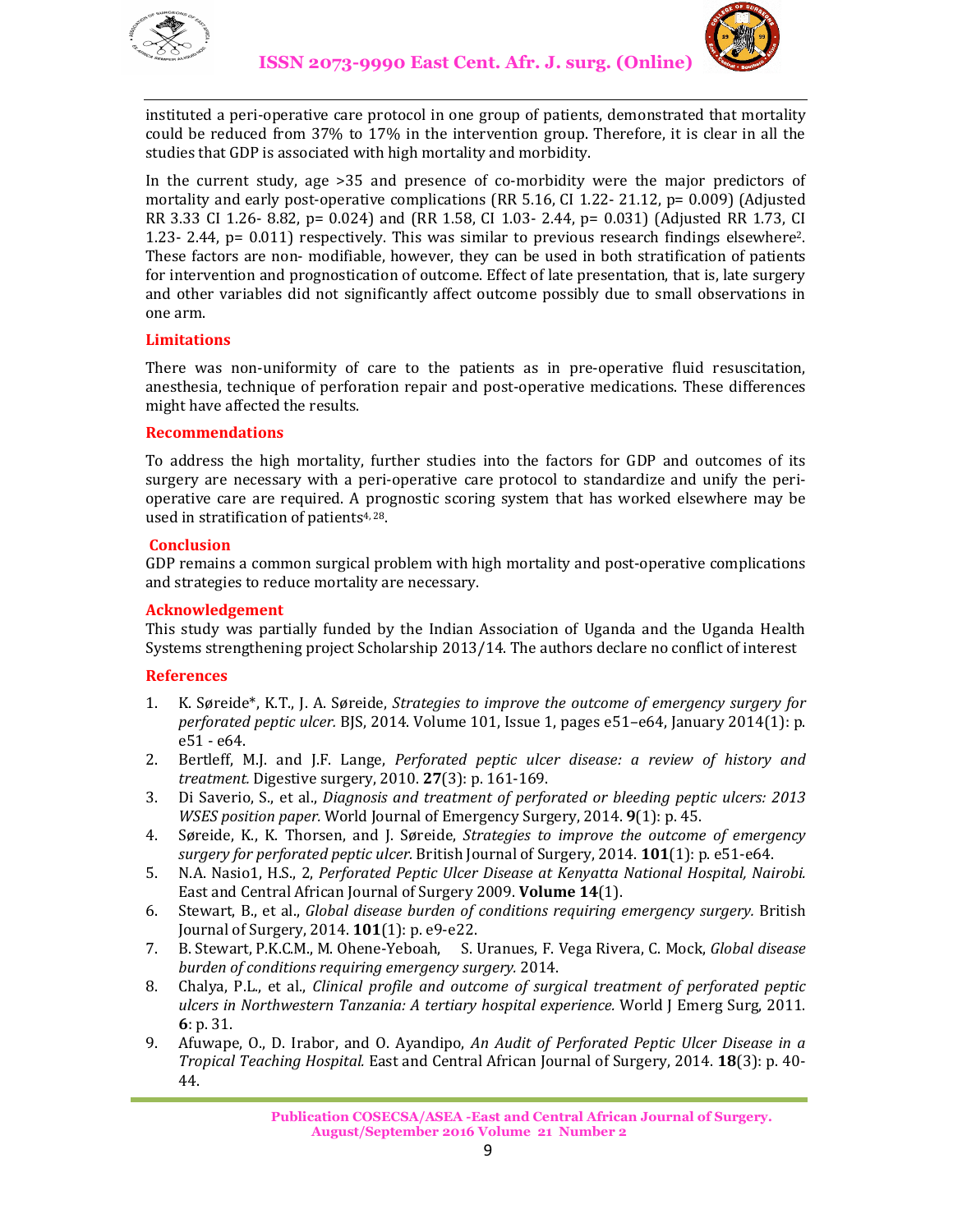instituted a peri-operative care protocol in one group of patients, demonstrated that mortality could be reduced from 37% to 17% in the intervention group. Therefore, it is clear in all the studies that GDP is associated with high mortality and morbidity.

In the current study, age >35 and presence of co-morbidity were the major predictors of mortality and early post-operative complications (RR 5.16, CI 1.22- 21.12, p= 0.009) (Adjusted RR 3.33 CI 1.26- 8.82, p= 0.024) and (RR 1.58, CI 1.03- 2.44, p= 0.031) (Adjusted RR 1.73, CI 1.23- 2.44, p= 0.011) respectively. This was similar to previous research findings elsewhere[2]. These factors are non- modifiable, however, they can be used in both stratification of patients for intervention and prognostication of outcome. Effect of late presentation, that is, late surgery and other variables did not significantly affect outcome possibly due to small observations in one arm.

## Limitations

There was non-uniformity of care to the patients as in pre-operative fluid resuscitation, anesthesia, technique of perforation repair and post-operative medications. These differences might have affected the results.

## Recommendations

To address the high mortality, further studies into the factors for GDP and outcomes of its surgery are necessary with a peri-operative care protocol to standardize and unify the peri-operative care are required. A prognostic scoring system that has worked elsewhere may be used in stratification of patients[4, 28].

## Conclusion

GDP remains a common surgical problem with high mortality and post-operative complications and strategies to reduce mortality are necessary.

## Acknowledgement

This study was partially funded by the Indian Association of Uganda and the Uganda Health Systems strengthening project Scholarship 2013/14. The authors declare no conflict of interest

## References

1. K. Søreide*, K.T., J. A. Søreide, *Strategies to improve the outcome of emergency surgery for perforated peptic ulcer.* BJS, 2014. Volume 101, Issue 1, pages e51–e64, January 2014(1): p. e51 - e64.
2. Bertleff, M.J. and J.F. Lange, *Perforated peptic ulcer disease: a review of history and treatment.* Digestive surgery, 2010. **27**(3): p. 161-169.
3. Di Saverio, S., et al., *Diagnosis and treatment of perforated or bleeding peptic ulcers: 2013 WSES position paper.* World Journal of Emergency Surgery, 2014. **9**(1): p. 45.
4. Søreide, K., K. Thorsen, and J. Søreide, *Strategies to improve the outcome of emergency surgery for perforated peptic ulcer.* British Journal of Surgery, 2014. **101**(1): p. e51-e64.
5. N.A. Nasio1, H.S., 2, *Perforated Peptic Ulcer Disease at Kenyatta National Hospital, Nairobi.* East and Central African Journal of Surgery 2009. **Volume 14**(1).
6. Stewart, B., et al., *Global disease burden of conditions requiring emergency surgery.* British Journal of Surgery, 2014. **101**(1): p. e9-e22.
7. B. Stewart, P.K.C.M., M. Ohene-Yeboah, S. Uranues, F. Vega Rivera, C. Mock, *Global disease burden of conditions requiring emergency surgery.* 2014.
8. Chalya, P.L., et al., *Clinical profile and outcome of surgical treatment of perforated peptic ulcers in Northwestern Tanzania: A tertiary hospital experience.* World J Emerg Surg, 2011. **6**: p. 31.
9. Afuwape, O., D. Irabor, and O. Ayandipo, *An Audit of Perforated Peptic Ulcer Disease in a Tropical Teaching Hospital.* East and Central African Journal of Surgery, 2014. **18**(3): p. 40-44.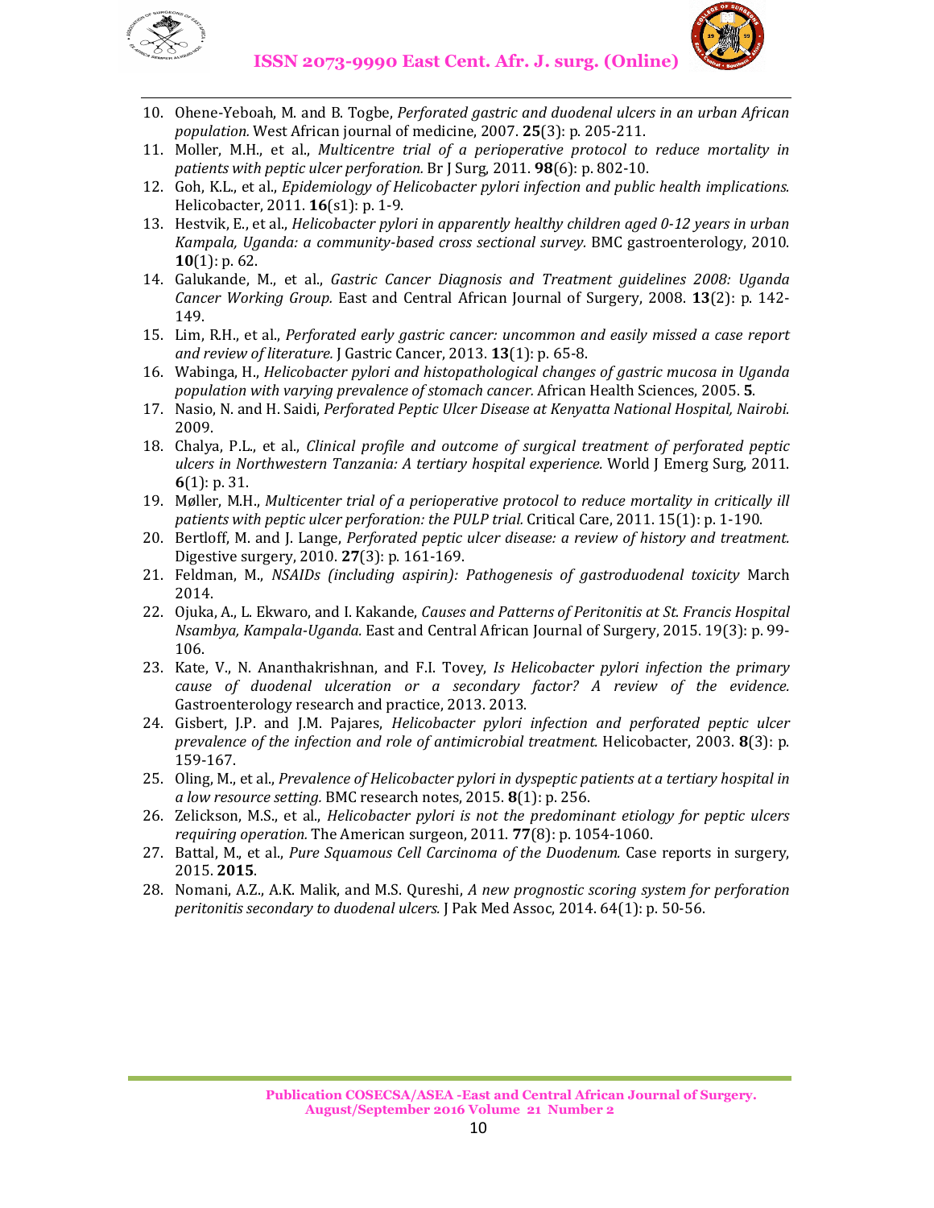10. Ohene-Yeboah, M. and B. Togbe, *Perforated gastric and duodenal ulcers in an urban African population.* West African journal of medicine, 2007. **25**(3): p. 205-211.
11. Moller, M.H., et al., *Multicentre trial of a perioperative protocol to reduce mortality in patients with peptic ulcer perforation.* Br J Surg, 2011. **98**(6): p. 802-10.
12. Goh, K.L., et al., *Epidemiology of Helicobacter pylori infection and public health implications.* Helicobacter, 2011. **16**(s1): p. 1-9.
13. Hestvik, E., et al., *Helicobacter pylori in apparently healthy children aged 0-12 years in urban Kampala, Uganda: a community-based cross sectional survey.* BMC gastroenterology, 2010. **10**(1): p. 62.
14. Galukande, M., et al., *Gastric Cancer Diagnosis and Treatment guidelines 2008: Uganda Cancer Working Group.* East and Central African Journal of Surgery, 2008. **13**(2): p. 142-149.
15. Lim, R.H., et al., *Perforated early gastric cancer: uncommon and easily missed a case report and review of literature.* J Gastric Cancer, 2013. **13**(1): p. 65-8.
16. Wabinga, H., *Helicobacter pylori and histopathological changes of gastric mucosa in Uganda population with varying prevalence of stomach cancer.* African Health Sciences, 2005. **5**.
17. Nasio, N. and H. Saidi, *Perforated Peptic Ulcer Disease at Kenyatta National Hospital, Nairobi.* 2009.
18. Chalya, P.L., et al., *Clinical profile and outcome of surgical treatment of perforated peptic ulcers in Northwestern Tanzania: A tertiary hospital experience.* World J Emerg Surg, 2011. **6**(1): p. 31.
19. Møller, M.H., *Multicenter trial of a perioperative protocol to reduce mortality in critically ill patients with peptic ulcer perforation: the PULP trial.* Critical Care, 2011. 15(1): p. 1-190.
20. Bertloff, M. and J. Lange, *Perforated peptic ulcer disease: a review of history and treatment.* Digestive surgery, 2010. **27**(3): p. 161-169.
21. Feldman, M., *NSAIDs (including aspirin): Pathogenesis of gastroduodenal toxicity* March 2014.
22. Ojuka, A., L. Ekwaro, and I. Kakande, *Causes and Patterns of Peritonitis at St. Francis Hospital Nsambya, Kampala-Uganda.* East and Central African Journal of Surgery, 2015. 19(3): p. 99-106.
23. Kate, V., N. Ananthakrishnan, and F.I. Tovey, *Is Helicobacter pylori infection the primary cause of duodenal ulceration or a secondary factor? A review of the evidence.* Gastroenterology research and practice, 2013. 2013.
24. Gisbert, J.P. and J.M. Pajares, *Helicobacter pylori infection and perforated peptic ulcer prevalence of the infection and role of antimicrobial treatment.* Helicobacter, 2003. **8**(3): p. 159-167.
25. Oling, M., et al., *Prevalence of Helicobacter pylori in dyspeptic patients at a tertiary hospital in a low resource setting.* BMC research notes, 2015. **8**(1): p. 256.
26. Zelickson, M.S., et al., *Helicobacter pylori is not the predominant etiology for peptic ulcers requiring operation.* The American surgeon, 2011. **77**(8): p. 1054-1060.
27. Battal, M., et al., *Pure Squamous Cell Carcinoma of the Duodenum.* Case reports in surgery, 2015. **2015**.
28. Nomani, A.Z., A.K. Malik, and M.S. Qureshi, *A new prognostic scoring system for perforation peritonitis secondary to duodenal ulcers.* J Pak Med Assoc, 2014. 64(1): p. 50-56.